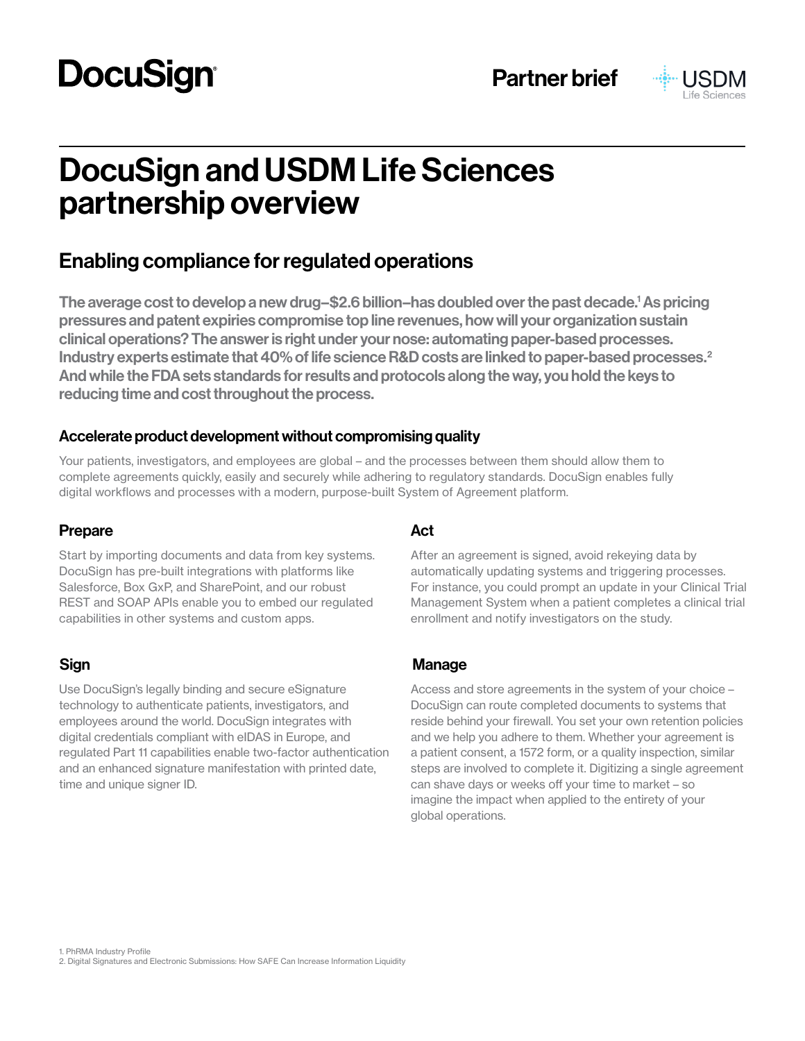DocuSign

Partner brief

USDM Life Sciences

# DocuSign and USDM Life Sciences partnership overview

## Enabling compliance for regulated operations

**The average cost to develop a new drug–$2.6 billion–has doubled over the past decade.[1] As pricing pressures and patent expiries compromise top line revenues, how will your organization sustain clinical operations? The answer is right under your nose: automating paper-based processes. Industry experts estimate that 40% of life science R&D costs are linked to paper-based processes.[2] And while the FDA sets standards for results and protocols along the way, you hold the keys to reducing time and cost throughout the process.**

### Accelerate product development without compromising quality

Your patients, investigators, and employees are global – and the processes between them should allow them to complete agreements quickly, easily and securely while adhering to regulatory standards. DocuSign enables fully digital workflows and processes with a modern, purpose-built System of Agreement platform.

#### Prepare

Start by importing documents and data from key systems. DocuSign has pre-built integrations with platforms like Salesforce, Box GxP, and SharePoint, and our robust REST and SOAP APIs enable you to embed our regulated capabilities in other systems and custom apps.

#### Sign

Use DocuSign's legally binding and secure eSignature technology to authenticate patients, investigators, and employees around the world. DocuSign integrates with digital credentials compliant with eIDAS in Europe, and regulated Part 11 capabilities enable two-factor authentication and an enhanced signature manifestation with printed date, time and unique signer ID.

#### Act

After an agreement is signed, avoid rekeying data by automatically updating systems and triggering processes. For instance, you could prompt an update in your Clinical Trial Management System when a patient completes a clinical trial enrollment and notify investigators on the study.

#### Manage

Access and store agreements in the system of your choice – DocuSign can route completed documents to systems that reside behind your firewall. You set your own retention policies and we help you adhere to them. Whether your agreement is a patient consent, a 1572 form, or a quality inspection, similar steps are involved to complete it. Digitizing a single agreement can shave days or weeks off your time to market – so imagine the impact when applied to the entirety of your global operations.

1. PhRMA Industry Profile
2. Digital Signatures and Electronic Submissions: How SAFE Can Increase Information Liquidity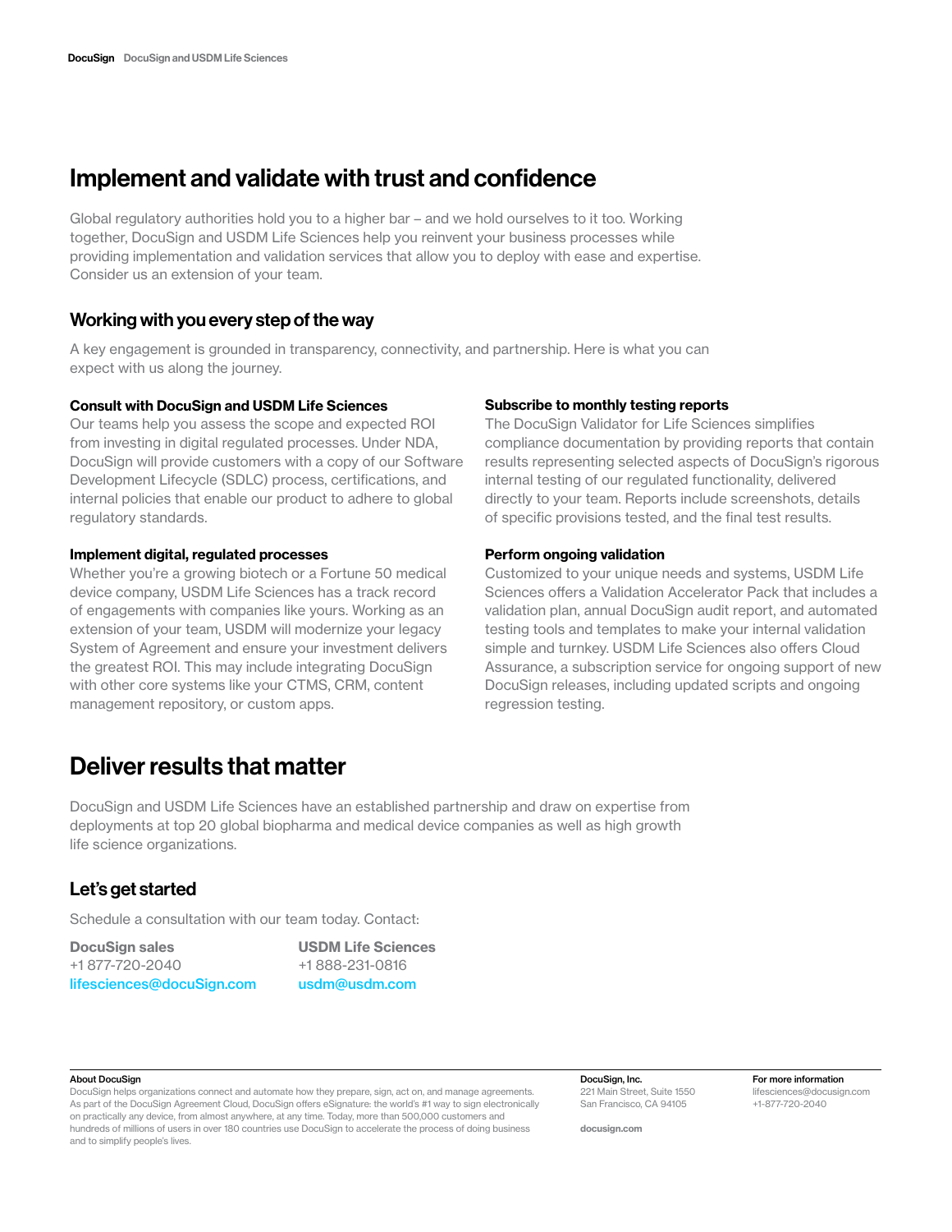# Implement and validate with trust and confidence

Global regulatory authorities hold you to a higher bar – and we hold ourselves to it too. Working together, DocuSign and USDM Life Sciences help you reinvent your business processes while providing implementation and validation services that allow you to deploy with ease and expertise. Consider us an extension of your team.

## Working with you every step of the way

A key engagement is grounded in transparency, connectivity, and partnership. Here is what you can expect with us along the journey.

**Consult with DocuSign and USDM Life Sciences**
Our teams help you assess the scope and expected ROI from investing in digital regulated processes. Under NDA, DocuSign will provide customers with a copy of our Software Development Lifecycle (SDLC) process, certifications, and internal policies that enable our product to adhere to global regulatory standards.

**Implement digital, regulated processes**
Whether you're a growing biotech or a Fortune 50 medical device company, USDM Life Sciences has a track record of engagements with companies like yours. Working as an extension of your team, USDM will modernize your legacy System of Agreement and ensure your investment delivers the greatest ROI. This may include integrating DocuSign with other core systems like your CTMS, CRM, content management repository, or custom apps.

**Subscribe to monthly testing reports**
The DocuSign Validator for Life Sciences simplifies compliance documentation by providing reports that contain results representing selected aspects of DocuSign's rigorous internal testing of our regulated functionality, delivered directly to your team. Reports include screenshots, details of specific provisions tested, and the final test results.

**Perform ongoing validation**
Customized to your unique needs and systems, USDM Life Sciences offers a Validation Accelerator Pack that includes a validation plan, annual DocuSign audit report, and automated testing tools and templates to make your internal validation simple and turnkey. USDM Life Sciences also offers Cloud Assurance, a subscription service for ongoing support of new DocuSign releases, including updated scripts and ongoing regression testing.

# Deliver results that matter

DocuSign and USDM Life Sciences have an established partnership and draw on expertise from deployments at top 20 global biopharma and medical device companies as well as high growth life science organizations.

## Let's get started

Schedule a consultation with our team today. Contact:

**DocuSign sales**
+1 877-720-2040
lifesciences@docuSign.com

**USDM Life Sciences**
+1 888-231-0816
usdm@usdm.com

**About DocuSign**
DocuSign helps organizations connect and automate how they prepare, sign, act on, and manage agreements. As part of the DocuSign Agreement Cloud, DocuSign offers eSignature: the world's #1 way to sign electronically on practically any device, from almost anywhere, at any time. Today, more than 500,000 customers and hundreds of millions of users in over 180 countries use DocuSign to accelerate the process of doing business and to simplify people's lives.

**DocuSign, Inc.**
221 Main Street, Suite 1550
San Francisco, CA 94105

**docusign.com**

**For more information**
lifesciences@docusign.com
+1-877-720-2040